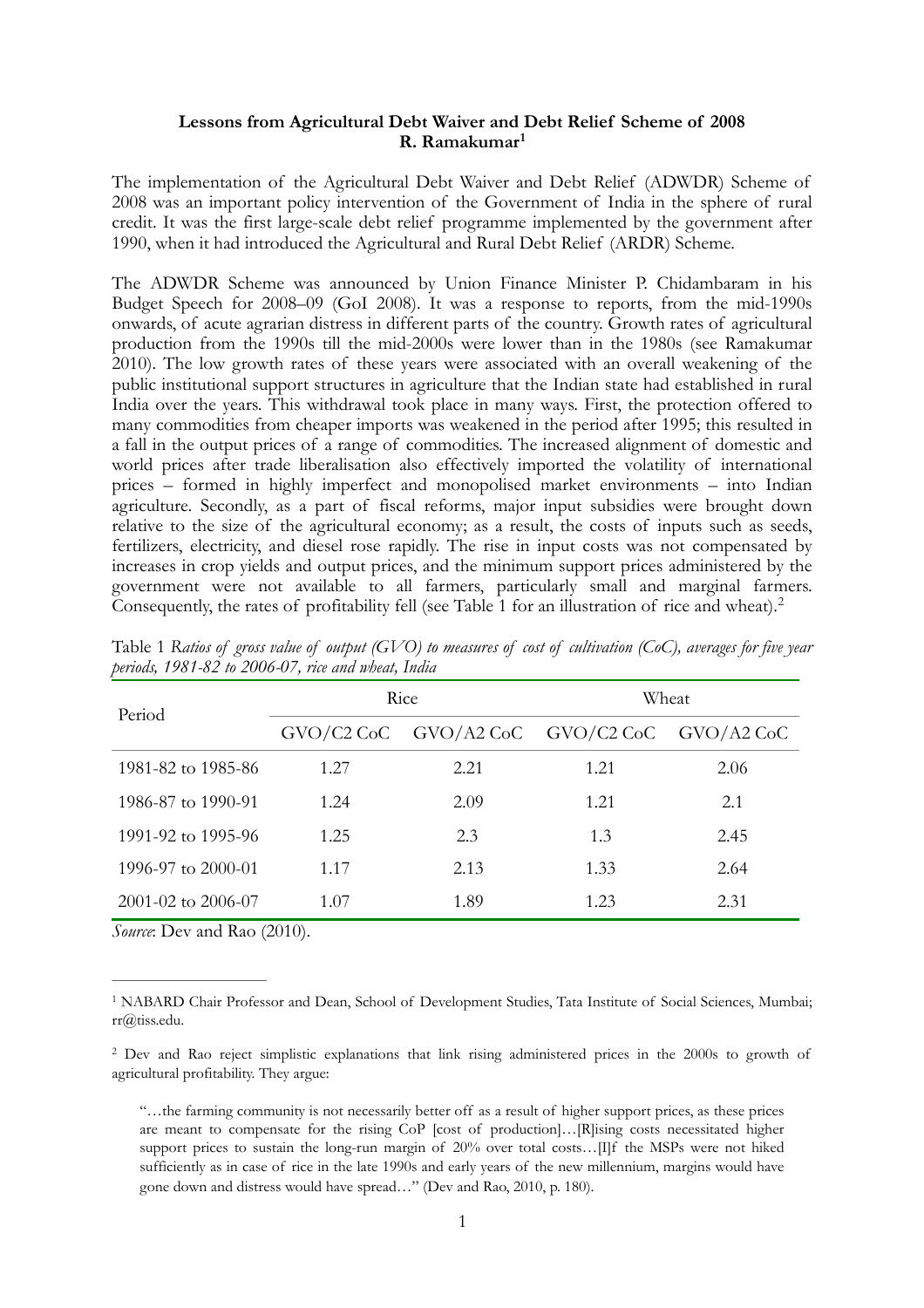**Lessons from Agricultural Debt Waiver and Debt Relief Scheme of 2008**
**R. Ramakumar[1]**

The implementation of the Agricultural Debt Waiver and Debt Relief (ADWDR) Scheme of 2008 was an important policy intervention of the Government of India in the sphere of rural credit. It was the first large-scale debt relief programme implemented by the government after 1990, when it had introduced the Agricultural and Rural Debt Relief (ARDR) Scheme.

The ADWDR Scheme was announced by Union Finance Minister P. Chidambaram in his Budget Speech for 2008–09 (GoI 2008). It was a response to reports, from the mid-1990s onwards, of acute agrarian distress in different parts of the country. Growth rates of agricultural production from the 1990s till the mid-2000s were lower than in the 1980s (see Ramakumar 2010). The low growth rates of these years were associated with an overall weakening of the public institutional support structures in agriculture that the Indian state had established in rural India over the years. This withdrawal took place in many ways. First, the protection offered to many commodities from cheaper imports was weakened in the period after 1995; this resulted in a fall in the output prices of a range of commodities. The increased alignment of domestic and world prices after trade liberalisation also effectively imported the volatility of international prices – formed in highly imperfect and monopolised market environments – into Indian agriculture. Secondly, as a part of fiscal reforms, major input subsidies were brought down relative to the size of the agricultural economy; as a result, the costs of inputs such as seeds, fertilizers, electricity, and diesel rose rapidly. The rise in input costs was not compensated by increases in crop yields and output prices, and the minimum support prices administered by the government were not available to all farmers, particularly small and marginal farmers. Consequently, the rates of profitability fell (see Table 1 for an illustration of rice and wheat).[2]

Table 1 *Ratios of gross value of output (GVO) to measures of cost of cultivation (CoC), averages for five year periods, 1981-82 to 2006-07, rice and wheat, India*

| Period | Rice | | Wheat | |
|---|---|---|---|---|
| | GVO/C2 CoC | GVO/A2 CoC | GVO/C2 CoC | GVO/A2 CoC |
| 1981-82 to 1985-86 | 1.27 | 2.21 | 1.21 | 2.06 |
| 1986-87 to 1990-91 | 1.24 | 2.09 | 1.21 | 2.1 |
| 1991-92 to 1995-96 | 1.25 | 2.3 | 1.3 | 2.45 |
| 1996-97 to 2000-01 | 1.17 | 2.13 | 1.33 | 2.64 |
| 2001-02 to 2006-07 | 1.07 | 1.89 | 1.23 | 2.31 |

*Source*: Dev and Rao (2010).

---

[1] NABARD Chair Professor and Dean, School of Development Studies, Tata Institute of Social Sciences, Mumbai; rr@tiss.edu.

[2] Dev and Rao reject simplistic explanations that link rising administered prices in the 2000s to growth of agricultural profitability. They argue:

> "…the farming community is not necessarily better off as a result of higher support prices, as these prices are meant to compensate for the rising CoP [cost of production]…[R]ising costs necessitated higher support prices to sustain the long-run margin of 20% over total costs…[I]f the MSPs were not hiked sufficiently as in case of rice in the late 1990s and early years of the new millennium, margins would have gone down and distress would have spread…" (Dev and Rao, 2010, p. 180).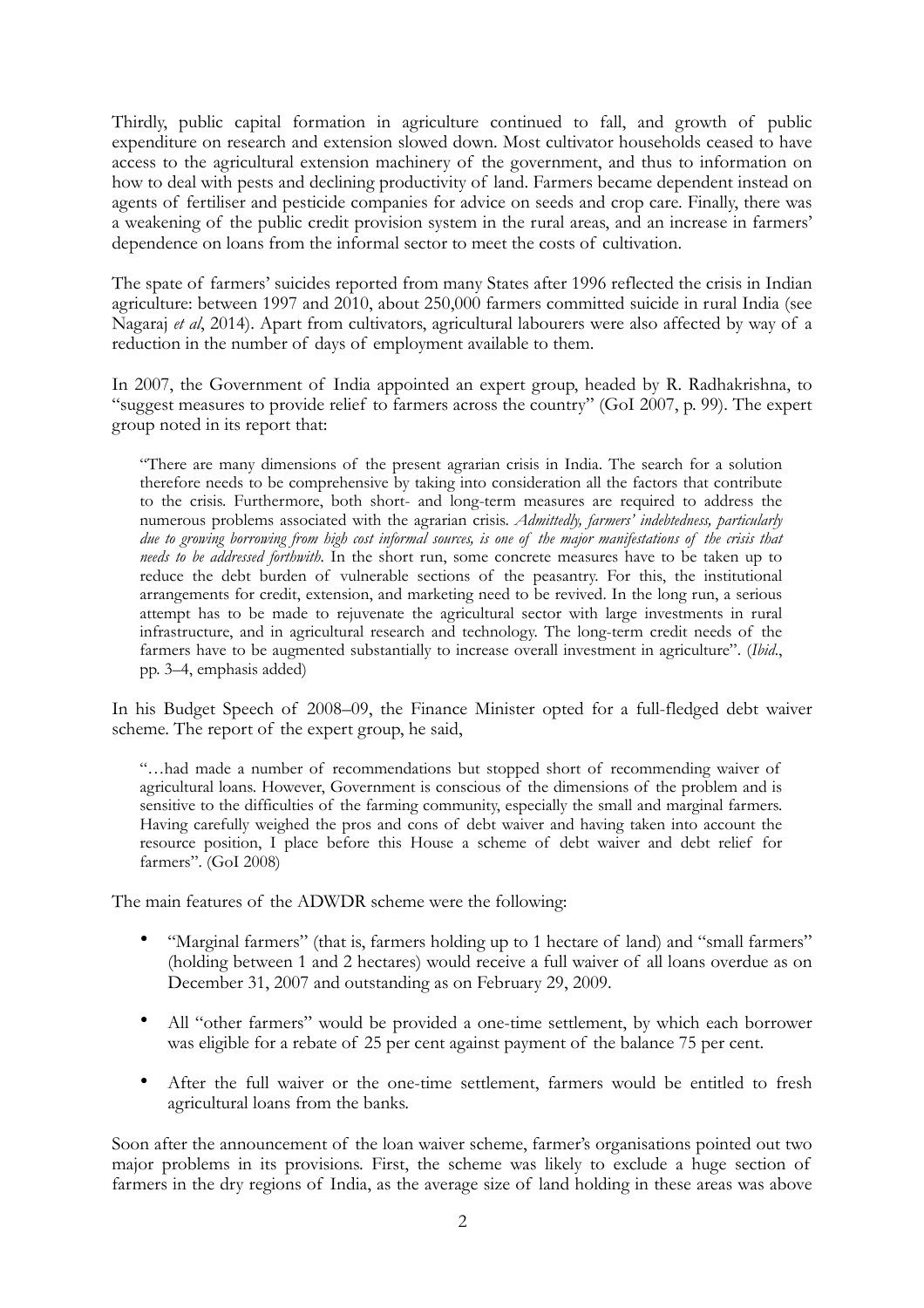Thirdly, public capital formation in agriculture continued to fall, and growth of public expenditure on research and extension slowed down. Most cultivator households ceased to have access to the agricultural extension machinery of the government, and thus to information on how to deal with pests and declining productivity of land. Farmers became dependent instead on agents of fertiliser and pesticide companies for advice on seeds and crop care. Finally, there was a weakening of the public credit provision system in the rural areas, and an increase in farmers' dependence on loans from the informal sector to meet the costs of cultivation.

The spate of farmers' suicides reported from many States after 1996 reflected the crisis in Indian agriculture: between 1997 and 2010, about 250,000 farmers committed suicide in rural India (see Nagaraj *et al*, 2014). Apart from cultivators, agricultural labourers were also affected by way of a reduction in the number of days of employment available to them.

In 2007, the Government of India appointed an expert group, headed by R. Radhakrishna, to "suggest measures to provide relief to farmers across the country" (GoI 2007, p. 99). The expert group noted in its report that:

> "There are many dimensions of the present agrarian crisis in India. The search for a solution therefore needs to be comprehensive by taking into consideration all the factors that contribute to the crisis. Furthermore, both short- and long-term measures are required to address the numerous problems associated with the agrarian crisis. *Admittedly, farmers' indebtedness, particularly due to growing borrowing from high cost informal sources, is one of the major manifestations of the crisis that needs to be addressed forthwith.* In the short run, some concrete measures have to be taken up to reduce the debt burden of vulnerable sections of the peasantry. For this, the institutional arrangements for credit, extension, and marketing need to be revived. In the long run, a serious attempt has to be made to rejuvenate the agricultural sector with large investments in rural infrastructure, and in agricultural research and technology. The long-term credit needs of the farmers have to be augmented substantially to increase overall investment in agriculture". (*Ibid*., pp. 3–4, emphasis added)

In his Budget Speech of 2008–09, the Finance Minister opted for a full-fledged debt waiver scheme. The report of the expert group, he said,

> "…had made a number of recommendations but stopped short of recommending waiver of agricultural loans. However, Government is conscious of the dimensions of the problem and is sensitive to the difficulties of the farming community, especially the small and marginal farmers. Having carefully weighed the pros and cons of debt waiver and having taken into account the resource position, I place before this House a scheme of debt waiver and debt relief for farmers". (GoI 2008)

The main features of the ADWDR scheme were the following:

- "Marginal farmers" (that is, farmers holding up to 1 hectare of land) and "small farmers" (holding between 1 and 2 hectares) would receive a full waiver of all loans overdue as on December 31, 2007 and outstanding as on February 29, 2009.
- All "other farmers" would be provided a one-time settlement, by which each borrower was eligible for a rebate of 25 per cent against payment of the balance 75 per cent.
- After the full waiver or the one-time settlement, farmers would be entitled to fresh agricultural loans from the banks.

Soon after the announcement of the loan waiver scheme, farmer's organisations pointed out two major problems in its provisions. First, the scheme was likely to exclude a huge section of farmers in the dry regions of India, as the average size of land holding in these areas was above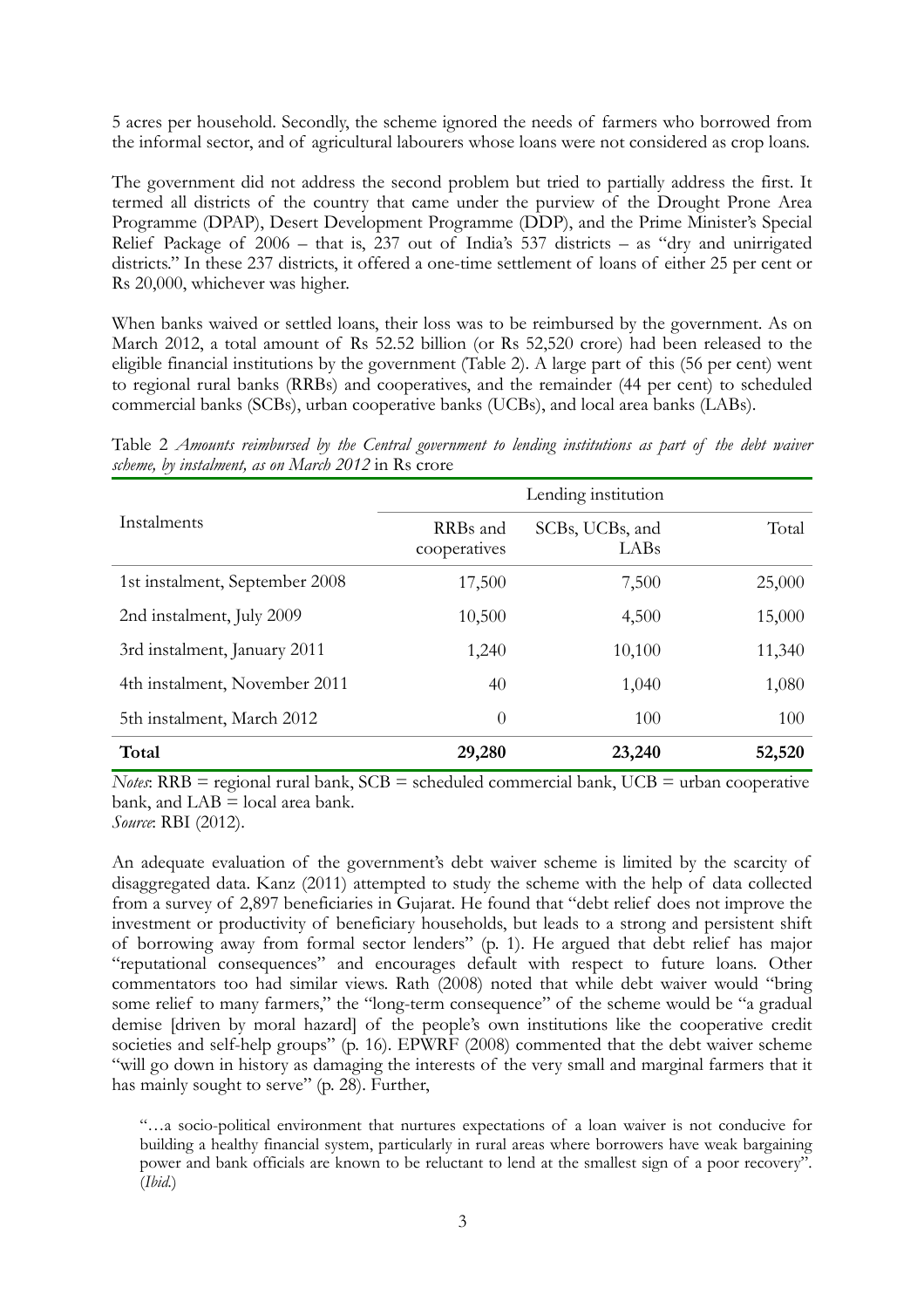5 acres per household. Secondly, the scheme ignored the needs of farmers who borrowed from the informal sector, and of agricultural labourers whose loans were not considered as crop loans.

The government did not address the second problem but tried to partially address the first. It termed all districts of the country that came under the purview of the Drought Prone Area Programme (DPAP), Desert Development Programme (DDP), and the Prime Minister's Special Relief Package of 2006 – that is, 237 out of India's 537 districts – as "dry and unirrigated districts." In these 237 districts, it offered a one-time settlement of loans of either 25 per cent or Rs 20,000, whichever was higher.

When banks waived or settled loans, their loss was to be reimbursed by the government. As on March 2012, a total amount of Rs 52.52 billion (or Rs 52,520 crore) had been released to the eligible financial institutions by the government (Table 2). A large part of this (56 per cent) went to regional rural banks (RRBs) and cooperatives, and the remainder (44 per cent) to scheduled commercial banks (SCBs), urban cooperative banks (UCBs), and local area banks (LABs).

Table 2 *Amounts reimbursed by the Central government to lending institutions as part of the debt waiver scheme, by instalment, as on March 2012* in Rs crore

| Instalments | Lending institution | | |
|---|---|---|---|
| | RRBs and cooperatives | SCBs, UCBs, and LABs | Total |
| 1st instalment, September 2008 | 17,500 | 7,500 | 25,000 |
| 2nd instalment, July 2009 | 10,500 | 4,500 | 15,000 |
| 3rd instalment, January 2011 | 1,240 | 10,100 | 11,340 |
| 4th instalment, November 2011 | 40 | 1,040 | 1,080 |
| 5th instalment, March 2012 | 0 | 100 | 100 |
| **Total** | **29,280** | **23,240** | **52,520** |

*Notes*: RRB = regional rural bank, SCB = scheduled commercial bank, UCB = urban cooperative bank, and LAB = local area bank.
*Source*: RBI (2012).

An adequate evaluation of the government's debt waiver scheme is limited by the scarcity of disaggregated data. Kanz (2011) attempted to study the scheme with the help of data collected from a survey of 2,897 beneficiaries in Gujarat. He found that "debt relief does not improve the investment or productivity of beneficiary households, but leads to a strong and persistent shift of borrowing away from formal sector lenders" (p. 1). He argued that debt relief has major "reputational consequences" and encourages default with respect to future loans. Other commentators too had similar views. Rath (2008) noted that while debt waiver would "bring some relief to many farmers," the "long-term consequence" of the scheme would be "a gradual demise [driven by moral hazard] of the people's own institutions like the cooperative credit societies and self-help groups" (p. 16). EPWRF (2008) commented that the debt waiver scheme "will go down in history as damaging the interests of the very small and marginal farmers that it has mainly sought to serve" (p. 28). Further,

> "…a socio-political environment that nurtures expectations of a loan waiver is not conducive for building a healthy financial system, particularly in rural areas where borrowers have weak bargaining power and bank officials are known to be reluctant to lend at the smallest sign of a poor recovery". (*Ibid.*)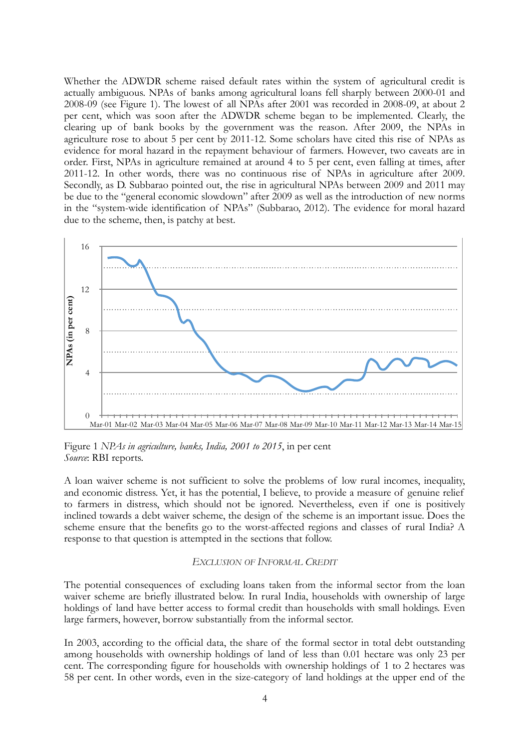Whether the ADWDR scheme raised default rates within the system of agricultural credit is actually ambiguous. NPAs of banks among agricultural loans fell sharply between 2000-01 and 2008-09 (see Figure 1). The lowest of all NPAs after 2001 was recorded in 2008-09, at about 2 per cent, which was soon after the ADWDR scheme began to be implemented. Clearly, the clearing up of bank books by the government was the reason. After 2009, the NPAs in agriculture rose to about 5 per cent by 2011-12. Some scholars have cited this rise of NPAs as evidence for moral hazard in the repayment behaviour of farmers. However, two caveats are in order. First, NPAs in agriculture remained at around 4 to 5 per cent, even falling at times, after 2011-12. In other words, there was no continuous rise of NPAs in agriculture after 2009. Secondly, as D. Subbarao pointed out, the rise in agricultural NPAs between 2009 and 2011 may be due to the "general economic slowdown" after 2009 as well as the introduction of new norms in the "system-wide identification of NPAs" (Subbarao, 2012). The evidence for moral hazard due to the scheme, then, is patchy at best.

Figure 1 *NPAs in agriculture, banks, India, 2001 to 2015*, in per cent
*Source*: RBI reports.

A loan waiver scheme is not sufficient to solve the problems of low rural incomes, inequality, and economic distress. Yet, it has the potential, I believe, to provide a measure of genuine relief to farmers in distress, which should not be ignored. Nevertheless, even if one is positively inclined towards a debt waiver scheme, the design of the scheme is an important issue. Does the scheme ensure that the benefits go to the worst-affected regions and classes of rural India? A response to that question is attempted in the sections that follow.

### *Exclusion of Informal Credit*

The potential consequences of excluding loans taken from the informal sector from the loan waiver scheme are briefly illustrated below. In rural India, households with ownership of large holdings of land have better access to formal credit than households with small holdings. Even large farmers, however, borrow substantially from the informal sector.

In 2003, according to the official data, the share of the formal sector in total debt outstanding among households with ownership holdings of land of less than 0.01 hectare was only 23 per cent. The corresponding figure for households with ownership holdings of 1 to 2 hectares was 58 per cent. In other words, even in the size-category of land holdings at the upper end of the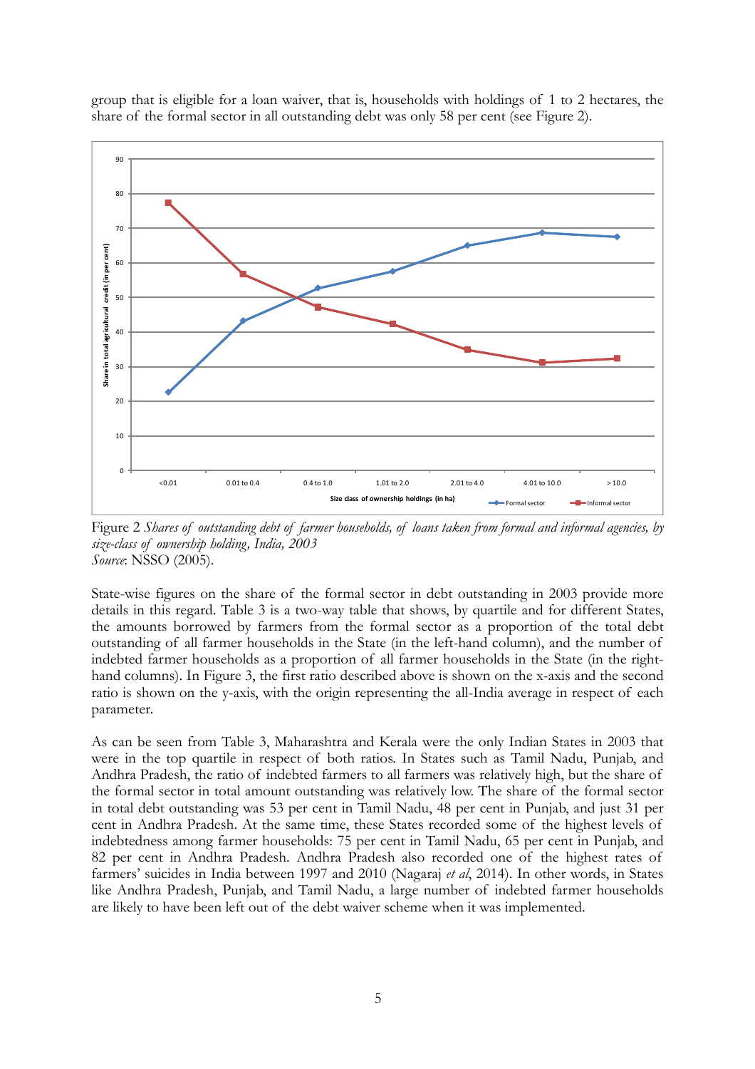group that is eligible for a loan waiver, that is, households with holdings of 1 to 2 hectares, the share of the formal sector in all outstanding debt was only 58 per cent (see Figure 2).

Figure 2 *Shares of outstanding debt of farmer households, of loans taken from formal and informal agencies, by size-class of ownership holding, India, 2003*
*Source*: NSSO (2005).

State-wise figures on the share of the formal sector in debt outstanding in 2003 provide more details in this regard. Table 3 is a two-way table that shows, by quartile and for different States, the amounts borrowed by farmers from the formal sector as a proportion of the total debt outstanding of all farmer households in the State (in the left-hand column), and the number of indebted farmer households as a proportion of all farmer households in the State (in the right-hand columns). In Figure 3, the first ratio described above is shown on the x-axis and the second ratio is shown on the y-axis, with the origin representing the all-India average in respect of each parameter.

As can be seen from Table 3, Maharashtra and Kerala were the only Indian States in 2003 that were in the top quartile in respect of both ratios. In States such as Tamil Nadu, Punjab, and Andhra Pradesh, the ratio of indebted farmers to all farmers was relatively high, but the share of the formal sector in total amount outstanding was relatively low. The share of the formal sector in total debt outstanding was 53 per cent in Tamil Nadu, 48 per cent in Punjab, and just 31 per cent in Andhra Pradesh. At the same time, these States recorded some of the highest levels of indebtedness among farmer households: 75 per cent in Tamil Nadu, 65 per cent in Punjab, and 82 per cent in Andhra Pradesh. Andhra Pradesh also recorded one of the highest rates of farmers' suicides in India between 1997 and 2010 (Nagaraj *et al*, 2014). In other words, in States like Andhra Pradesh, Punjab, and Tamil Nadu, a large number of indebted farmer households are likely to have been left out of the debt waiver scheme when it was implemented.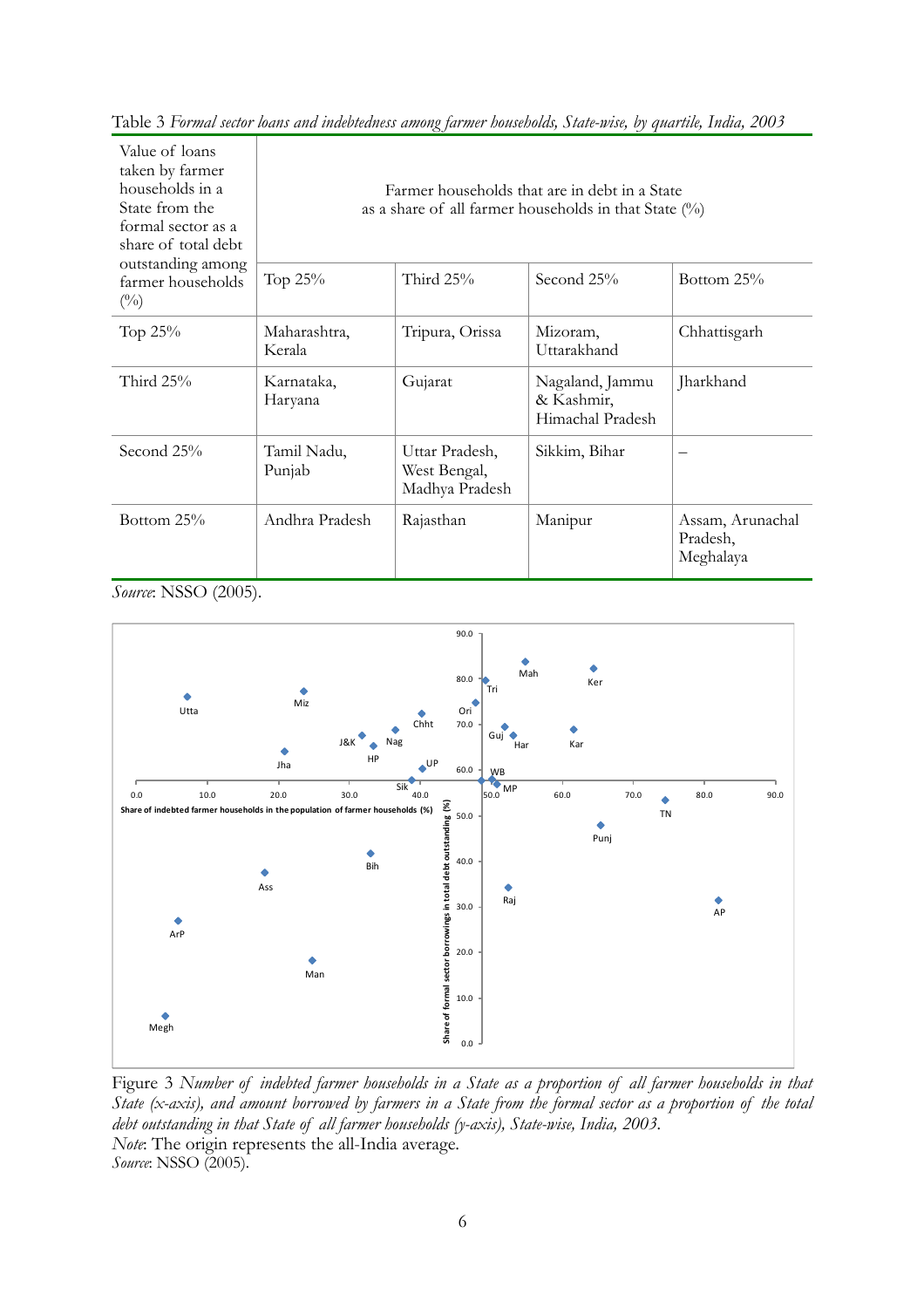Table 3 *Formal sector loans and indebtedness among farmer households, State-wise, by quartile, India, 2003*

| Value of loans taken by farmer households in a State from the formal sector as a share of total debt outstanding among farmer households (%) | Farmer households that are in debt in a State as a share of all farmer households in that State (%) | | | |
|---|---|---|---|---|
| | Top 25% | Third 25% | Second 25% | Bottom 25% |
| Top 25% | Maharashtra, Kerala | Tripura, Orissa | Mizoram, Uttarakhand | Chhattisgarh |
| Third 25% | Karnataka, Haryana | Gujarat | Nagaland, Jammu & Kashmir, Himachal Pradesh | Jharkhand |
| Second 25% | Tamil Nadu, Punjab | Uttar Pradesh, West Bengal, Madhya Pradesh | Sikkim, Bihar | – |
| Bottom 25% | Andhra Pradesh | Rajasthan | Manipur | Assam, Arunachal Pradesh, Meghalaya |

*Source*: NSSO (2005).

Figure 3 *Number of indebted farmer households in a State as a proportion of all farmer households in that State (x-axis), and amount borrowed by farmers in a State from the formal sector as a proportion of the total debt outstanding in that State of all farmer households (y-axis), State-wise, India, 2003.*
*Note*: The origin represents the all-India average.
*Source*: NSSO (2005).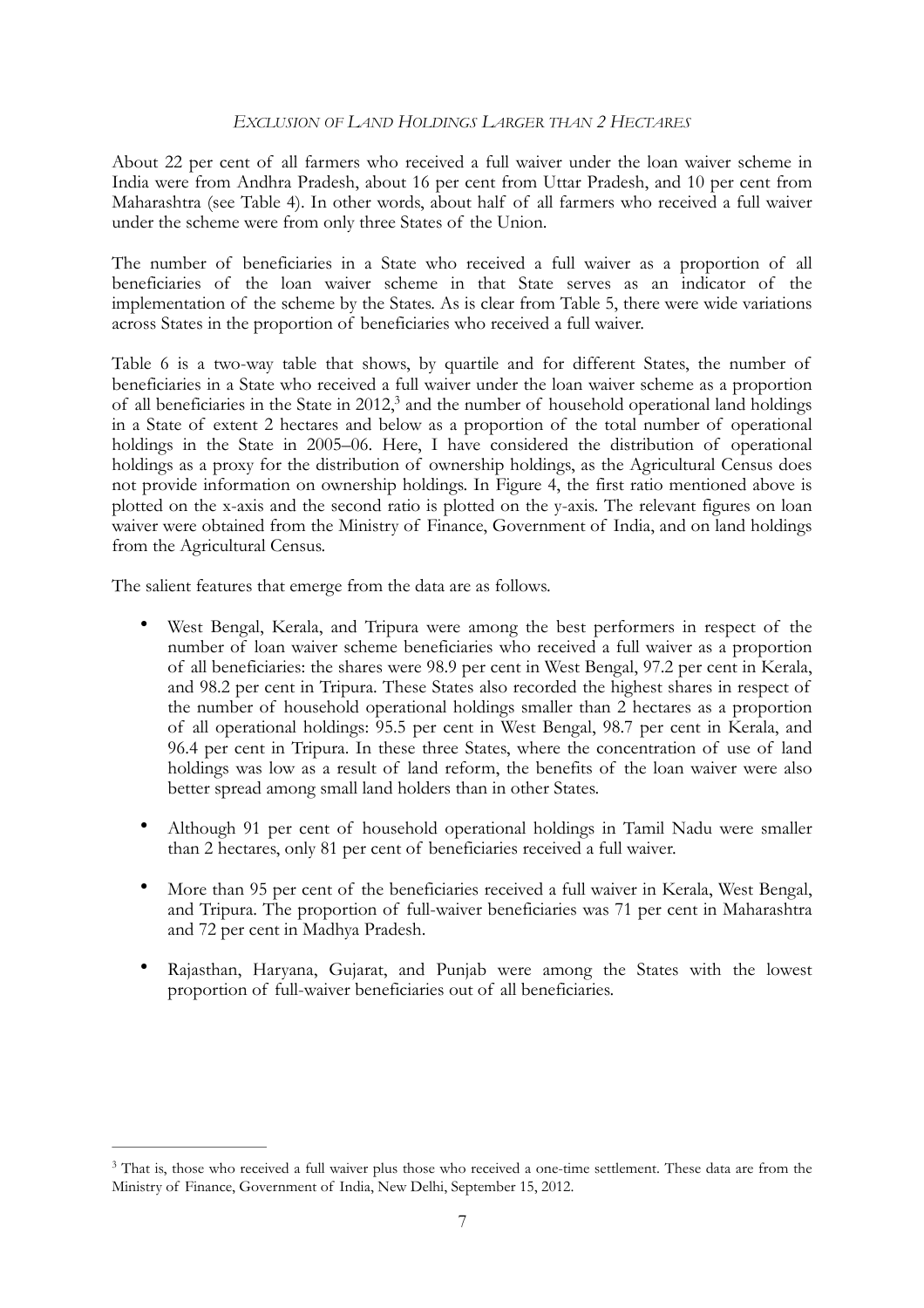### *Exclusion of Land Holdings Larger than 2 Hectares*

About 22 per cent of all farmers who received a full waiver under the loan waiver scheme in India were from Andhra Pradesh, about 16 per cent from Uttar Pradesh, and 10 per cent from Maharashtra (see Table 4). In other words, about half of all farmers who received a full waiver under the scheme were from only three States of the Union.

The number of beneficiaries in a State who received a full waiver as a proportion of all beneficiaries of the loan waiver scheme in that State serves as an indicator of the implementation of the scheme by the States. As is clear from Table 5, there were wide variations across States in the proportion of beneficiaries who received a full waiver.

Table 6 is a two-way table that shows, by quartile and for different States, the number of beneficiaries in a State who received a full waiver under the loan waiver scheme as a proportion of all beneficiaries in the State in 2012,[3] and the number of household operational land holdings in a State of extent 2 hectares and below as a proportion of the total number of operational holdings in the State in 2005–06. Here, I have considered the distribution of operational holdings as a proxy for the distribution of ownership holdings, as the Agricultural Census does not provide information on ownership holdings. In Figure 4, the first ratio mentioned above is plotted on the x-axis and the second ratio is plotted on the y-axis. The relevant figures on loan waiver were obtained from the Ministry of Finance, Government of India, and on land holdings from the Agricultural Census.

The salient features that emerge from the data are as follows.

- West Bengal, Kerala, and Tripura were among the best performers in respect of the number of loan waiver scheme beneficiaries who received a full waiver as a proportion of all beneficiaries: the shares were 98.9 per cent in West Bengal, 97.2 per cent in Kerala, and 98.2 per cent in Tripura. These States also recorded the highest shares in respect of the number of household operational holdings smaller than 2 hectares as a proportion of all operational holdings: 95.5 per cent in West Bengal, 98.7 per cent in Kerala, and 96.4 per cent in Tripura. In these three States, where the concentration of use of land holdings was low as a result of land reform, the benefits of the loan waiver were also better spread among small land holders than in other States.
- Although 91 per cent of household operational holdings in Tamil Nadu were smaller than 2 hectares, only 81 per cent of beneficiaries received a full waiver.
- More than 95 per cent of the beneficiaries received a full waiver in Kerala, West Bengal, and Tripura. The proportion of full-waiver beneficiaries was 71 per cent in Maharashtra and 72 per cent in Madhya Pradesh.
- Rajasthan, Haryana, Gujarat, and Punjab were among the States with the lowest proportion of full-waiver beneficiaries out of all beneficiaries.

---

[3] That is, those who received a full waiver plus those who received a one-time settlement. These data are from the Ministry of Finance, Government of India, New Delhi, September 15, 2012.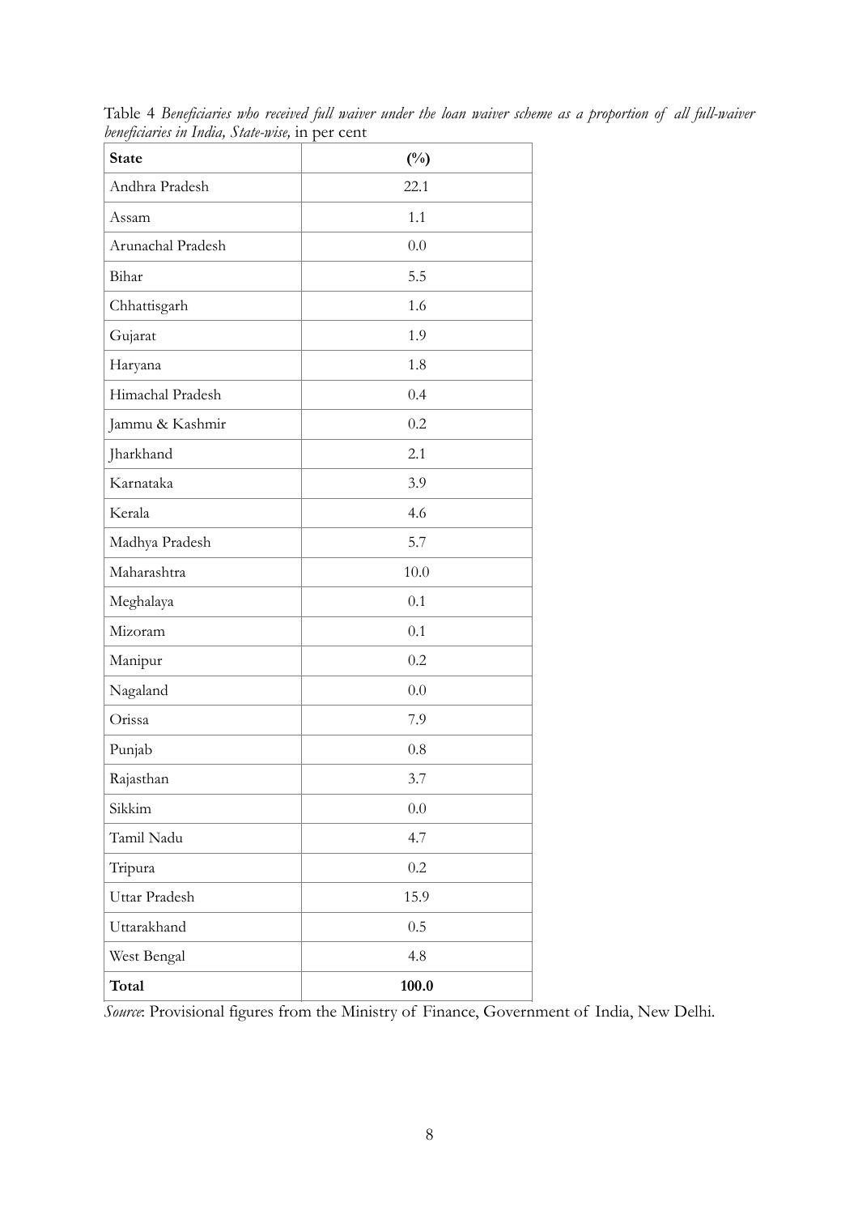Table 4 *Beneficiaries who received full waiver under the loan waiver scheme as a proportion of all full-waiver beneficiaries in India, State-wise,* in per cent

| **State** | **(%)** |
| --- | --- |
| Andhra Pradesh | 22.1 |
| Assam | 1.1 |
| Arunachal Pradesh | 0.0 |
| Bihar | 5.5 |
| Chhattisgarh | 1.6 |
| Gujarat | 1.9 |
| Haryana | 1.8 |
| Himachal Pradesh | 0.4 |
| Jammu & Kashmir | 0.2 |
| Jharkhand | 2.1 |
| Karnataka | 3.9 |
| Kerala | 4.6 |
| Madhya Pradesh | 5.7 |
| Maharashtra | 10.0 |
| Meghalaya | 0.1 |
| Mizoram | 0.1 |
| Manipur | 0.2 |
| Nagaland | 0.0 |
| Orissa | 7.9 |
| Punjab | 0.8 |
| Rajasthan | 3.7 |
| Sikkim | 0.0 |
| Tamil Nadu | 4.7 |
| Tripura | 0.2 |
| Uttar Pradesh | 15.9 |
| Uttarakhand | 0.5 |
| West Bengal | 4.8 |
| **Total** | **100.0** |

*Source*: Provisional figures from the Ministry of Finance, Government of India, New Delhi.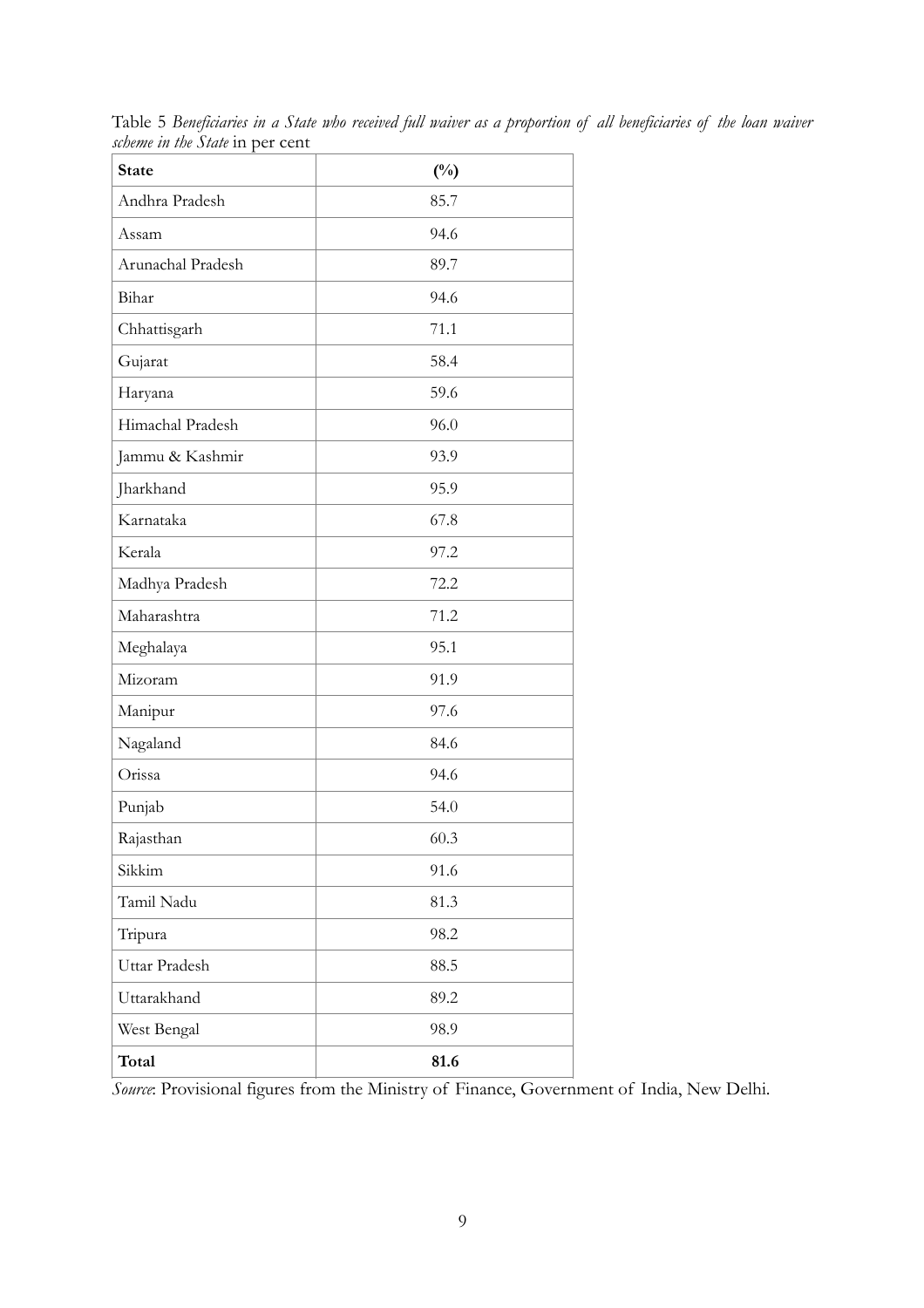Table 5 *Beneficiaries in a State who received full waiver as a proportion of all beneficiaries of the loan waiver scheme in the State* in per cent

| **State** | **(%)** |
|---|---|
| Andhra Pradesh | 85.7 |
| Assam | 94.6 |
| Arunachal Pradesh | 89.7 |
| Bihar | 94.6 |
| Chhattisgarh | 71.1 |
| Gujarat | 58.4 |
| Haryana | 59.6 |
| Himachal Pradesh | 96.0 |
| Jammu & Kashmir | 93.9 |
| Jharkhand | 95.9 |
| Karnataka | 67.8 |
| Kerala | 97.2 |
| Madhya Pradesh | 72.2 |
| Maharashtra | 71.2 |
| Meghalaya | 95.1 |
| Mizoram | 91.9 |
| Manipur | 97.6 |
| Nagaland | 84.6 |
| Orissa | 94.6 |
| Punjab | 54.0 |
| Rajasthan | 60.3 |
| Sikkim | 91.6 |
| Tamil Nadu | 81.3 |
| Tripura | 98.2 |
| Uttar Pradesh | 88.5 |
| Uttarakhand | 89.2 |
| West Bengal | 98.9 |
| **Total** | **81.6** |

*Source*: Provisional figures from the Ministry of Finance, Government of India, New Delhi.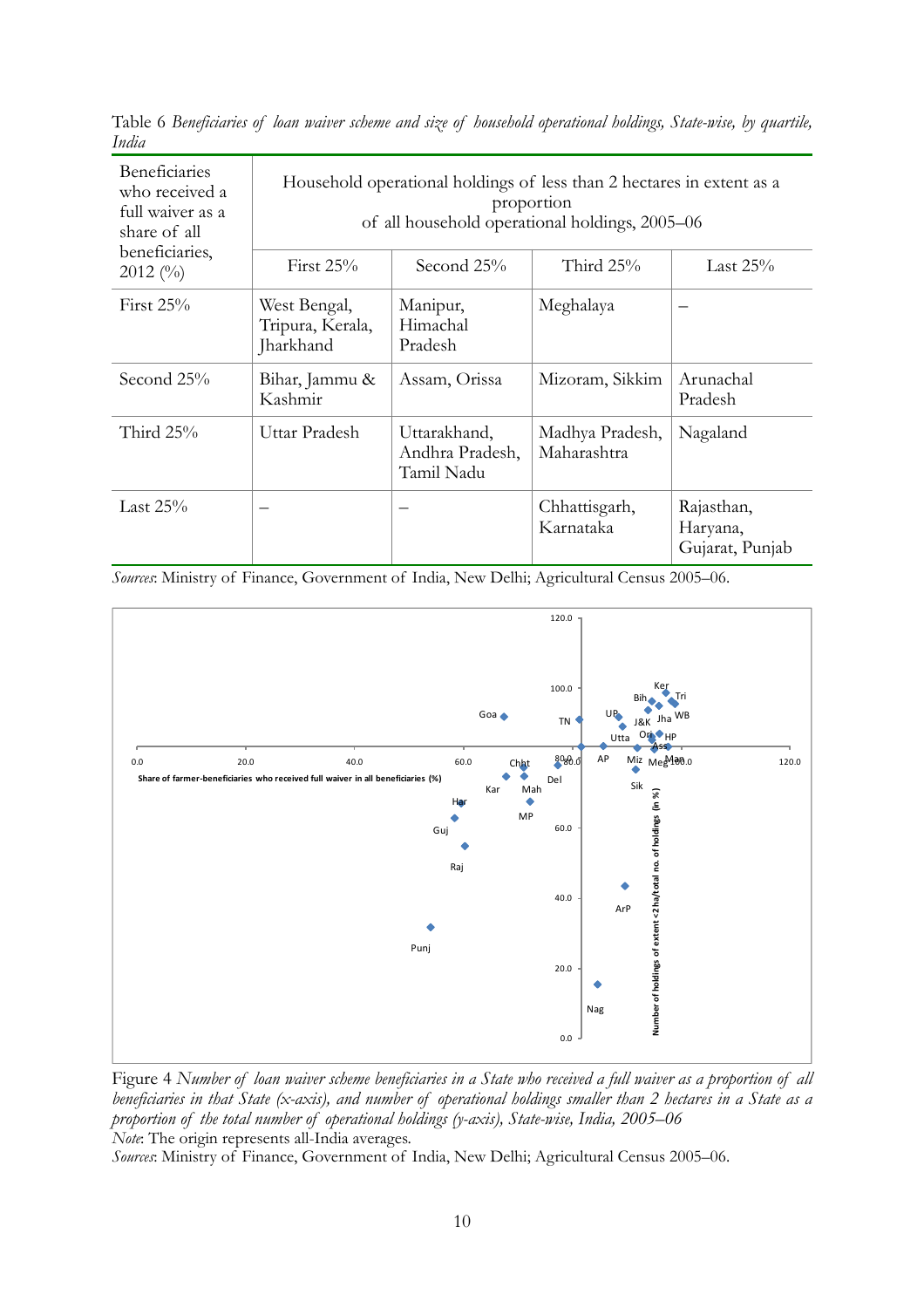Table 6 *Beneficiaries of loan waiver scheme and size of household operational holdings, State-wise, by quartile, India*

| Beneficiaries who received a full waiver as a share of all beneficiaries, 2012 (%) | Household operational holdings of less than 2 hectares in extent as a proportion of all household operational holdings, 2005–06 | | | |
|---|---|---|---|---|
| | First 25% | Second 25% | Third 25% | Last 25% |
| First 25% | West Bengal, Tripura, Kerala, Jharkhand | Manipur, Himachal Pradesh | Meghalaya | – |
| Second 25% | Bihar, Jammu & Kashmir | Assam, Orissa | Mizoram, Sikkim | Arunachal Pradesh |
| Third 25% | Uttar Pradesh | Uttarakhand, Andhra Pradesh, Tamil Nadu | Madhya Pradesh, Maharashtra | Nagaland |
| Last 25% | – | – | Chhattisgarh, Karnataka | Rajasthan, Haryana, Gujarat, Punjab |

*Sources*: Ministry of Finance, Government of India, New Delhi; Agricultural Census 2005–06.

Figure 4 *Number of loan waiver scheme beneficiaries in a State who received a full waiver as a proportion of all beneficiaries in that State (x-axis), and number of operational holdings smaller than 2 hectares in a State as a proportion of the total number of operational holdings (y-axis), State-wise, India, 2005–06*

*Note*: The origin represents all-India averages.

*Sources*: Ministry of Finance, Government of India, New Delhi; Agricultural Census 2005–06.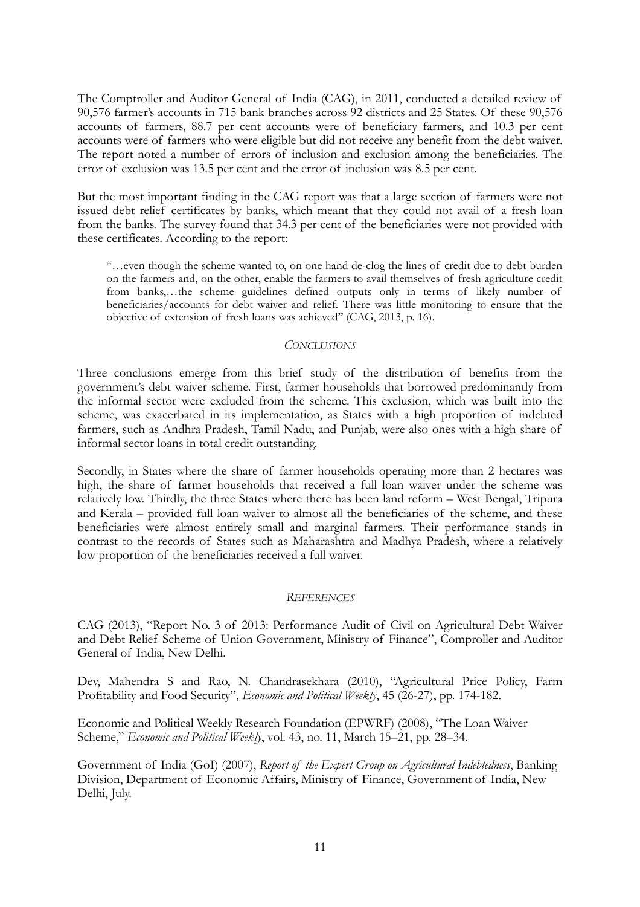The Comptroller and Auditor General of India (CAG), in 2011, conducted a detailed review of 90,576 farmer's accounts in 715 bank branches across 92 districts and 25 States. Of these 90,576 accounts of farmers, 88.7 per cent accounts were of beneficiary farmers, and 10.3 per cent accounts were of farmers who were eligible but did not receive any benefit from the debt waiver. The report noted a number of errors of inclusion and exclusion among the beneficiaries. The error of exclusion was 13.5 per cent and the error of inclusion was 8.5 per cent.

But the most important finding in the CAG report was that a large section of farmers were not issued debt relief certificates by banks, which meant that they could not avail of a fresh loan from the banks. The survey found that 34.3 per cent of the beneficiaries were not provided with these certificates. According to the report:

> "…even though the scheme wanted to, on one hand de-clog the lines of credit due to debt burden on the farmers and, on the other, enable the farmers to avail themselves of fresh agriculture credit from banks,…the scheme guidelines defined outputs only in terms of likely number of beneficiaries/accounts for debt waiver and relief. There was little monitoring to ensure that the objective of extension of fresh loans was achieved" (CAG, 2013, p. 16).

## *Conclusions*

Three conclusions emerge from this brief study of the distribution of benefits from the government's debt waiver scheme. First, farmer households that borrowed predominantly from the informal sector were excluded from the scheme. This exclusion, which was built into the scheme, was exacerbated in its implementation, as States with a high proportion of indebted farmers, such as Andhra Pradesh, Tamil Nadu, and Punjab, were also ones with a high share of informal sector loans in total credit outstanding.

Secondly, in States where the share of farmer households operating more than 2 hectares was high, the share of farmer households that received a full loan waiver under the scheme was relatively low. Thirdly, the three States where there has been land reform – West Bengal, Tripura and Kerala – provided full loan waiver to almost all the beneficiaries of the scheme, and these beneficiaries were almost entirely small and marginal farmers. Their performance stands in contrast to the records of States such as Maharashtra and Madhya Pradesh, where a relatively low proportion of the beneficiaries received a full waiver.

## *References*

CAG (2013), "Report No. 3 of 2013: Performance Audit of Civil on Agricultural Debt Waiver and Debt Relief Scheme of Union Government, Ministry of Finance", Comproller and Auditor General of India, New Delhi.

Dev, Mahendra S and Rao, N. Chandrasekhara (2010), "Agricultural Price Policy, Farm Profitability and Food Security", *Economic and Political Weekly*, 45 (26-27), pp. 174-182.

Economic and Political Weekly Research Foundation (EPWRF) (2008), "The Loan Waiver Scheme," *Economic and Political Weekly*, vol. 43, no. 11, March 15–21, pp. 28–34.

Government of India (GoI) (2007), *Report of the Expert Group on Agricultural Indebtedness*, Banking Division, Department of Economic Affairs, Ministry of Finance, Government of India, New Delhi, July.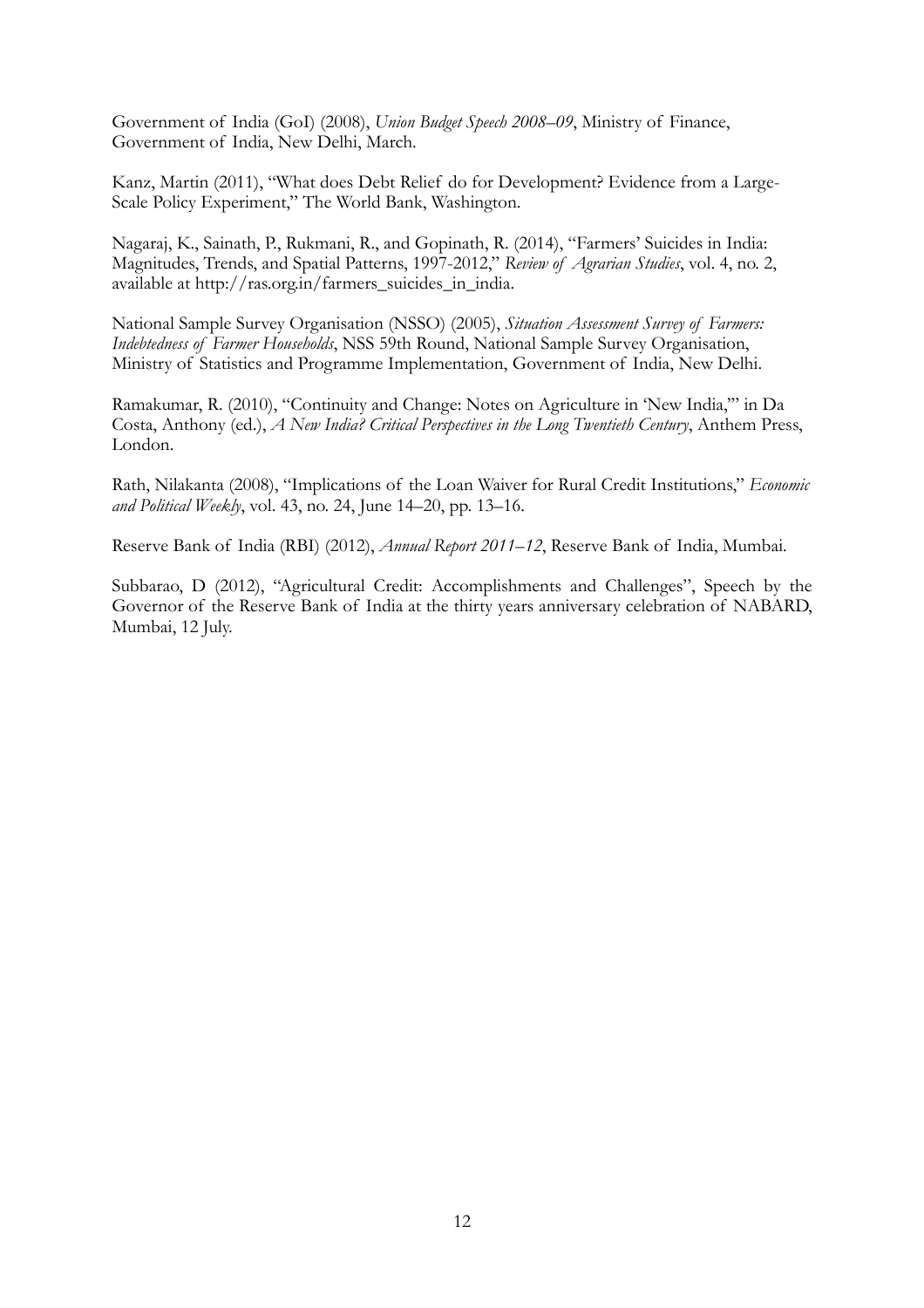Government of India (GoI) (2008), *Union Budget Speech 2008–09*, Ministry of Finance, Government of India, New Delhi, March.

Kanz, Martin (2011), "What does Debt Relief do for Development? Evidence from a Large-Scale Policy Experiment," The World Bank, Washington.

Nagaraj, K., Sainath, P., Rukmani, R., and Gopinath, R. (2014), "Farmers' Suicides in India: Magnitudes, Trends, and Spatial Patterns, 1997-2012," *Review of Agrarian Studies*, vol. 4, no. 2, available at http://ras.org.in/farmers_suicides_in_india.

National Sample Survey Organisation (NSSO) (2005), *Situation Assessment Survey of Farmers: Indebtedness of Farmer Households*, NSS 59th Round, National Sample Survey Organisation, Ministry of Statistics and Programme Implementation, Government of India, New Delhi.

Ramakumar, R. (2010), "Continuity and Change: Notes on Agriculture in 'New India,'" in Da Costa, Anthony (ed.), *A New India? Critical Perspectives in the Long Twentieth Century*, Anthem Press, London.

Rath, Nilakanta (2008), "Implications of the Loan Waiver for Rural Credit Institutions," *Economic and Political Weekly*, vol. 43, no. 24, June 14–20, pp. 13–16.

Reserve Bank of India (RBI) (2012), *Annual Report 2011–12*, Reserve Bank of India, Mumbai.

Subbarao, D (2012), "Agricultural Credit: Accomplishments and Challenges", Speech by the Governor of the Reserve Bank of India at the thirty years anniversary celebration of NABARD, Mumbai, 12 July.